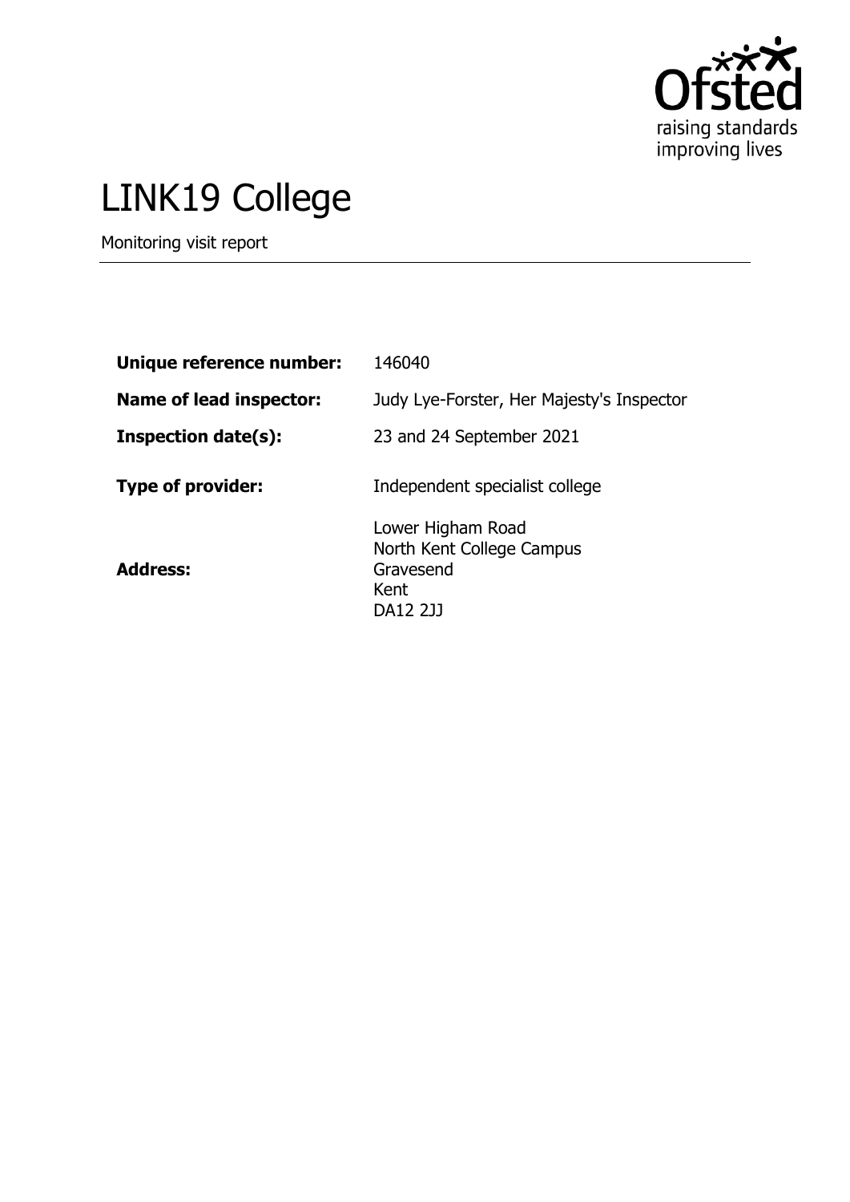# LINK19 College

Monitoring visit report

| | |
|---|---|
| **Unique reference number:** | 146040 |
| **Name of lead inspector:** | Judy Lye-Forster, Her Majesty's Inspector |
| **Inspection date(s):** | 23 and 24 September 2021 |
| **Type of provider:** | Independent specialist college |
| **Address:** | Lower Higham Road<br>North Kent College Campus<br>Gravesend<br>Kent<br>DA12 2JJ |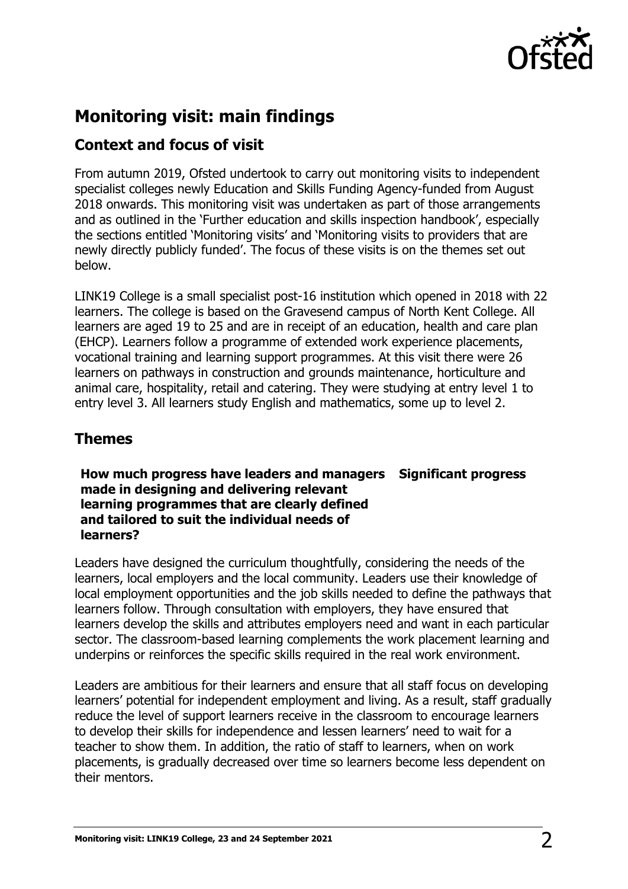## Monitoring visit: main findings

### Context and focus of visit

From autumn 2019, Ofsted undertook to carry out monitoring visits to independent specialist colleges newly Education and Skills Funding Agency-funded from August 2018 onwards. This monitoring visit was undertaken as part of those arrangements and as outlined in the 'Further education and skills inspection handbook', especially the sections entitled 'Monitoring visits' and 'Monitoring visits to providers that are newly directly publicly funded'. The focus of these visits is on the themes set out below.

LINK19 College is a small specialist post-16 institution which opened in 2018 with 22 learners. The college is based on the Gravesend campus of North Kent College. All learners are aged 19 to 25 and are in receipt of an education, health and care plan (EHCP). Learners follow a programme of extended work experience placements, vocational training and learning support programmes. At this visit there were 26 learners on pathways in construction and grounds maintenance, horticulture and animal care, hospitality, retail and catering. They were studying at entry level 1 to entry level 3. All learners study English and mathematics, some up to level 2.

### Themes

| **How much progress have leaders and managers made in designing and delivering relevant learning programmes that are clearly defined and tailored to suit the individual needs of learners?** | **Significant progress** |
|---|---|

Leaders have designed the curriculum thoughtfully, considering the needs of the learners, local employers and the local community. Leaders use their knowledge of local employment opportunities and the job skills needed to define the pathways that learners follow. Through consultation with employers, they have ensured that learners develop the skills and attributes employers need and want in each particular sector. The classroom-based learning complements the work placement learning and underpins or reinforces the specific skills required in the real work environment.

Leaders are ambitious for their learners and ensure that all staff focus on developing learners' potential for independent employment and living. As a result, staff gradually reduce the level of support learners receive in the classroom to encourage learners to develop their skills for independence and lessen learners' need to wait for a teacher to show them. In addition, the ratio of staff to learners, when on work placements, is gradually decreased over time so learners become less dependent on their mentors.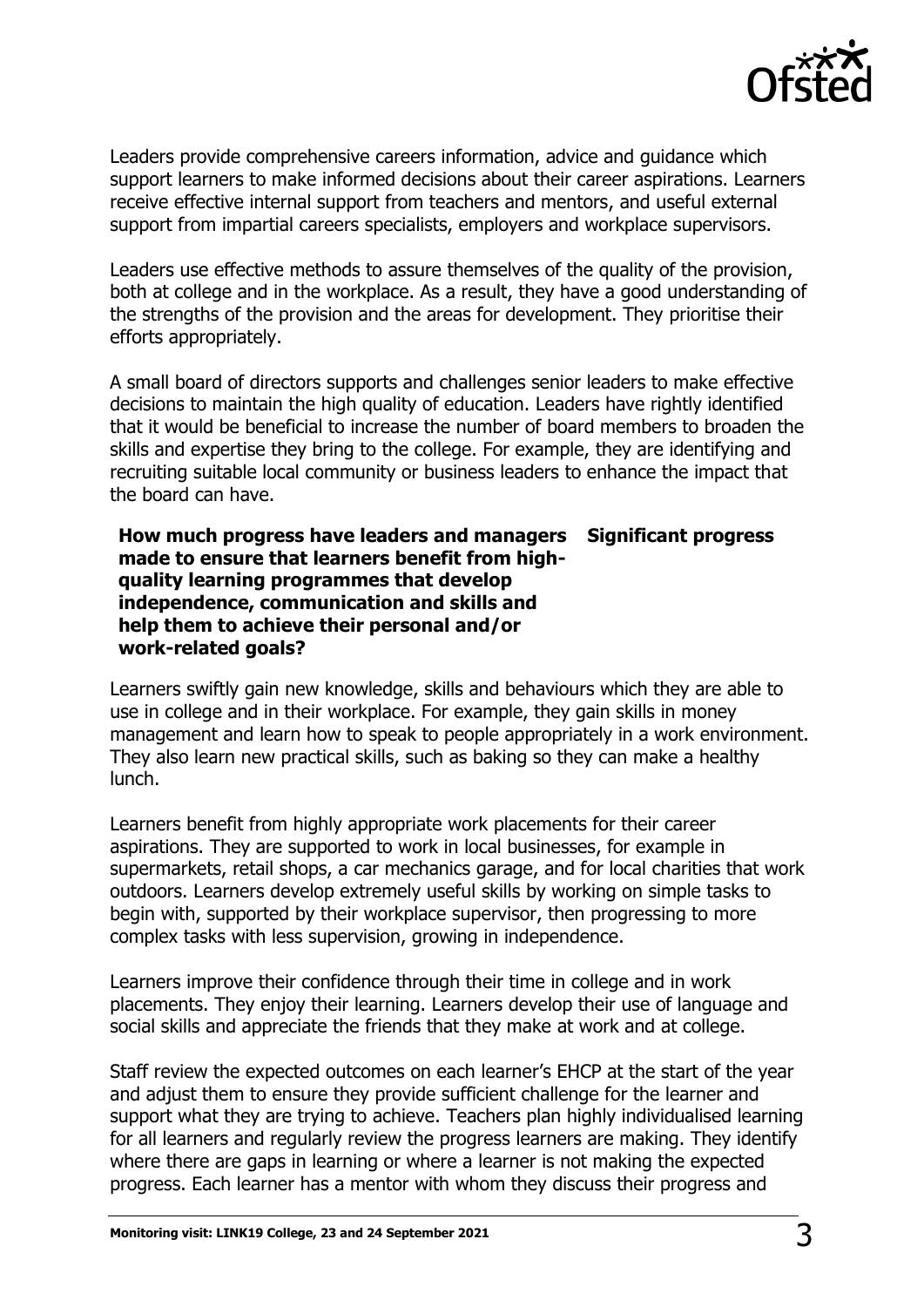Leaders provide comprehensive careers information, advice and guidance which support learners to make informed decisions about their career aspirations. Learners receive effective internal support from teachers and mentors, and useful external support from impartial careers specialists, employers and workplace supervisors.

Leaders use effective methods to assure themselves of the quality of the provision, both at college and in the workplace. As a result, they have a good understanding of the strengths of the provision and the areas for development. They prioritise their efforts appropriately.

A small board of directors supports and challenges senior leaders to make effective decisions to maintain the high quality of education. Leaders have rightly identified that it would be beneficial to increase the number of board members to broaden the skills and expertise they bring to the college. For example, they are identifying and recruiting suitable local community or business leaders to enhance the impact that the board can have.

| **How much progress have leaders and managers made to ensure that learners benefit from high-quality learning programmes that develop independence, communication and skills and help them to achieve their personal and/or work-related goals?** | **Significant progress** |
|---|---|

Learners swiftly gain new knowledge, skills and behaviours which they are able to use in college and in their workplace. For example, they gain skills in money management and learn how to speak to people appropriately in a work environment. They also learn new practical skills, such as baking so they can make a healthy lunch.

Learners benefit from highly appropriate work placements for their career aspirations. They are supported to work in local businesses, for example in supermarkets, retail shops, a car mechanics garage, and for local charities that work outdoors. Learners develop extremely useful skills by working on simple tasks to begin with, supported by their workplace supervisor, then progressing to more complex tasks with less supervision, growing in independence.

Learners improve their confidence through their time in college and in work placements. They enjoy their learning. Learners develop their use of language and social skills and appreciate the friends that they make at work and at college.

Staff review the expected outcomes on each learner's EHCP at the start of the year and adjust them to ensure they provide sufficient challenge for the learner and support what they are trying to achieve. Teachers plan highly individualised learning for all learners and regularly review the progress learners are making. They identify where there are gaps in learning or where a learner is not making the expected progress. Each learner has a mentor with whom they discuss their progress and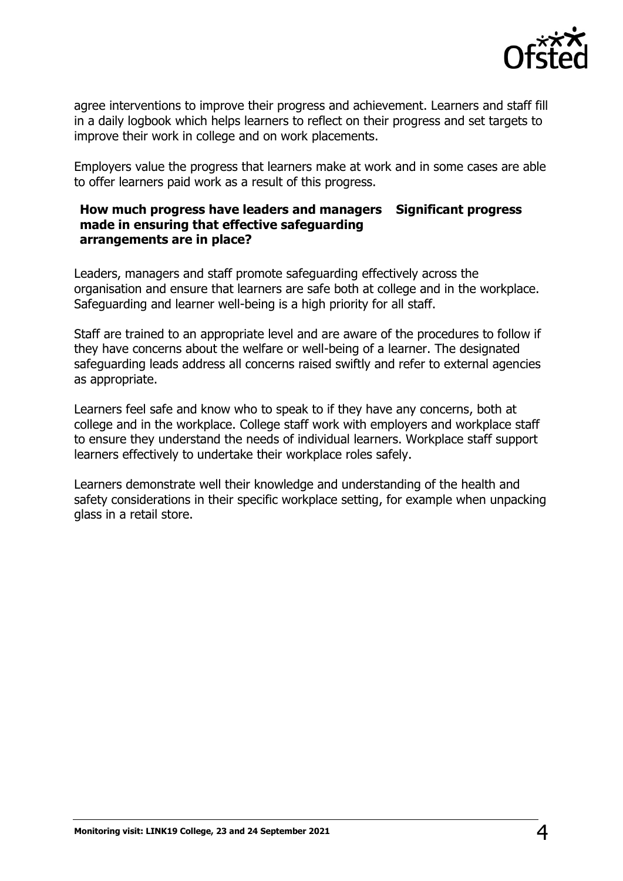agree interventions to improve their progress and achievement. Learners and staff fill in a daily logbook which helps learners to reflect on their progress and set targets to improve their work in college and on work placements.

Employers value the progress that learners make at work and in some cases are able to offer learners paid work as a result of this progress.

| **How much progress have leaders and managers made in ensuring that effective safeguarding arrangements are in place?** | **Significant progress** |
| --- | --- |

Leaders, managers and staff promote safeguarding effectively across the organisation and ensure that learners are safe both at college and in the workplace. Safeguarding and learner well-being is a high priority for all staff.

Staff are trained to an appropriate level and are aware of the procedures to follow if they have concerns about the welfare or well-being of a learner. The designated safeguarding leads address all concerns raised swiftly and refer to external agencies as appropriate.

Learners feel safe and know who to speak to if they have any concerns, both at college and in the workplace. College staff work with employers and workplace staff to ensure they understand the needs of individual learners. Workplace staff support learners effectively to undertake their workplace roles safely.

Learners demonstrate well their knowledge and understanding of the health and safety considerations in their specific workplace setting, for example when unpacking glass in a retail store.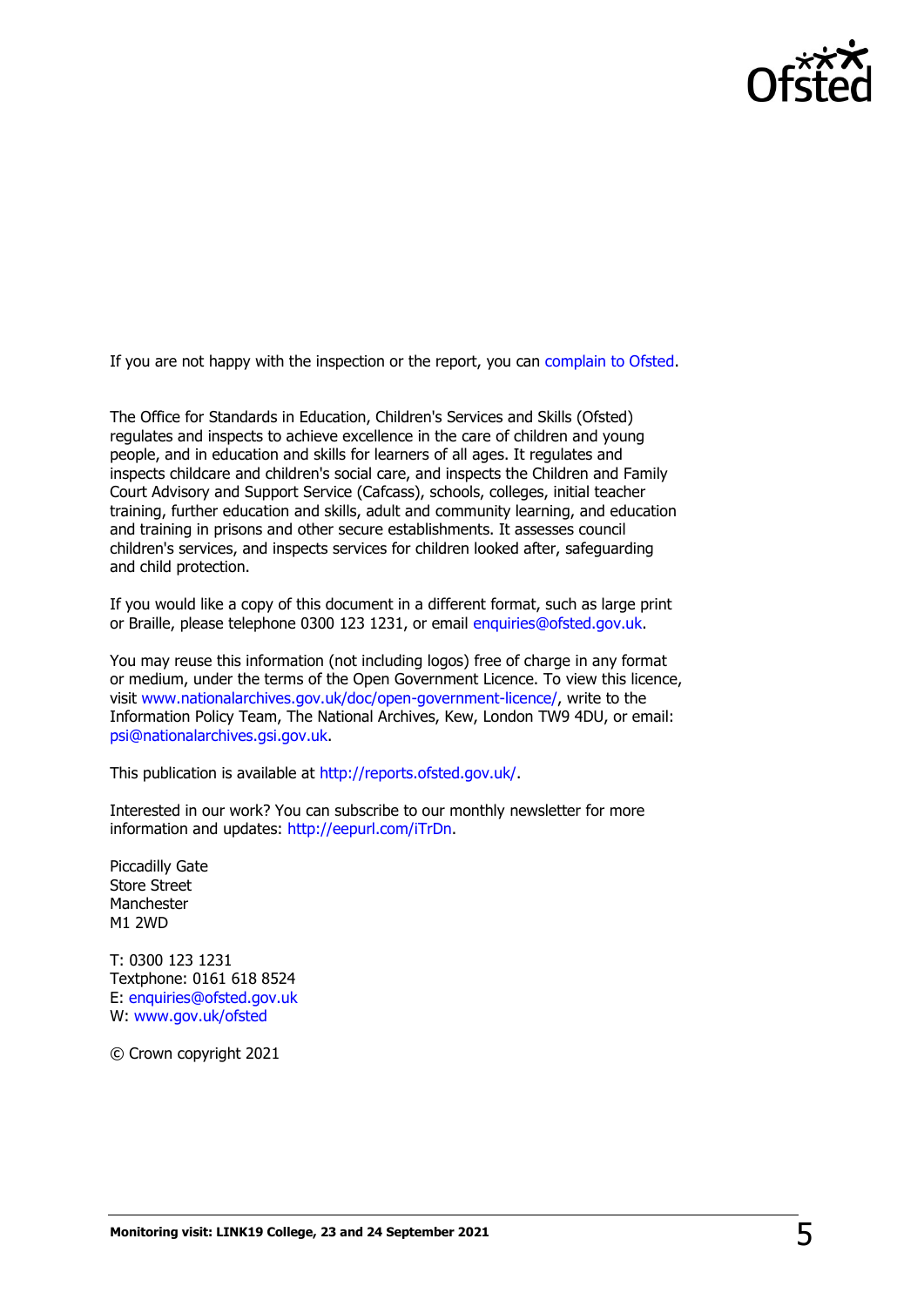If you are not happy with the inspection or the report, you can complain to Ofsted.

The Office for Standards in Education, Children's Services and Skills (Ofsted) regulates and inspects to achieve excellence in the care of children and young people, and in education and skills for learners of all ages. It regulates and inspects childcare and children's social care, and inspects the Children and Family Court Advisory and Support Service (Cafcass), schools, colleges, initial teacher training, further education and skills, adult and community learning, and education and training in prisons and other secure establishments. It assesses council children's services, and inspects services for children looked after, safeguarding and child protection.

If you would like a copy of this document in a different format, such as large print or Braille, please telephone 0300 123 1231, or email enquiries@ofsted.gov.uk.

You may reuse this information (not including logos) free of charge in any format or medium, under the terms of the Open Government Licence. To view this licence, visit www.nationalarchives.gov.uk/doc/open-government-licence/, write to the Information Policy Team, The National Archives, Kew, London TW9 4DU, or email: psi@nationalarchives.gsi.gov.uk.

This publication is available at http://reports.ofsted.gov.uk/.

Interested in our work? You can subscribe to our monthly newsletter for more information and updates: http://eepurl.com/iTrDn.

Piccadilly Gate
Store Street
Manchester
M1 2WD

T: 0300 123 1231
Textphone: 0161 618 8524
E: enquiries@ofsted.gov.uk
W: www.gov.uk/ofsted

© Crown copyright 2021